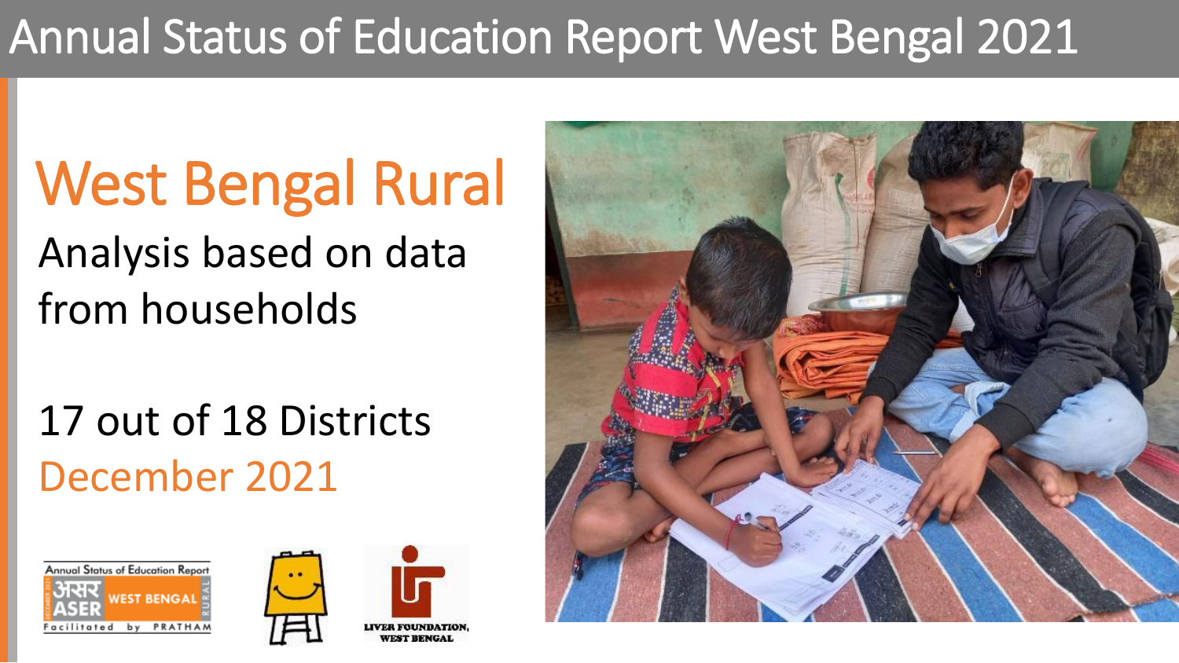# Annual Status of Education Report West Bengal 2021

## West Bengal Rural

Analysis based on data from households

17 out of 18 Districts

December 2021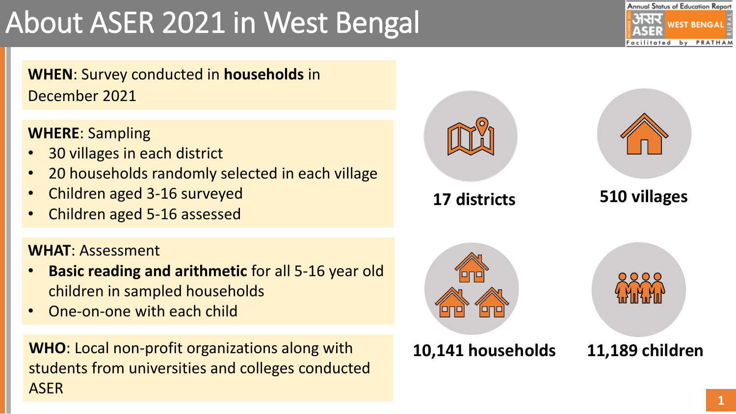# About ASER 2021 in West Bengal

**WHEN**: Survey conducted in **households** in December 2021

**WHERE**: Sampling

- 30 villages in each district
- 20 households randomly selected in each village
- Children aged 3-16 surveyed
- Children aged 5-16 assessed

**WHAT**: Assessment

- **Basic reading and arithmetic** for all 5-16 year old children in sampled households
- One-on-one with each child

**WHO**: Local non-profit organizations along with students from universities and colleges conducted ASER

**17 districts**

**510 villages**

**10,141 households**

**11,189 children**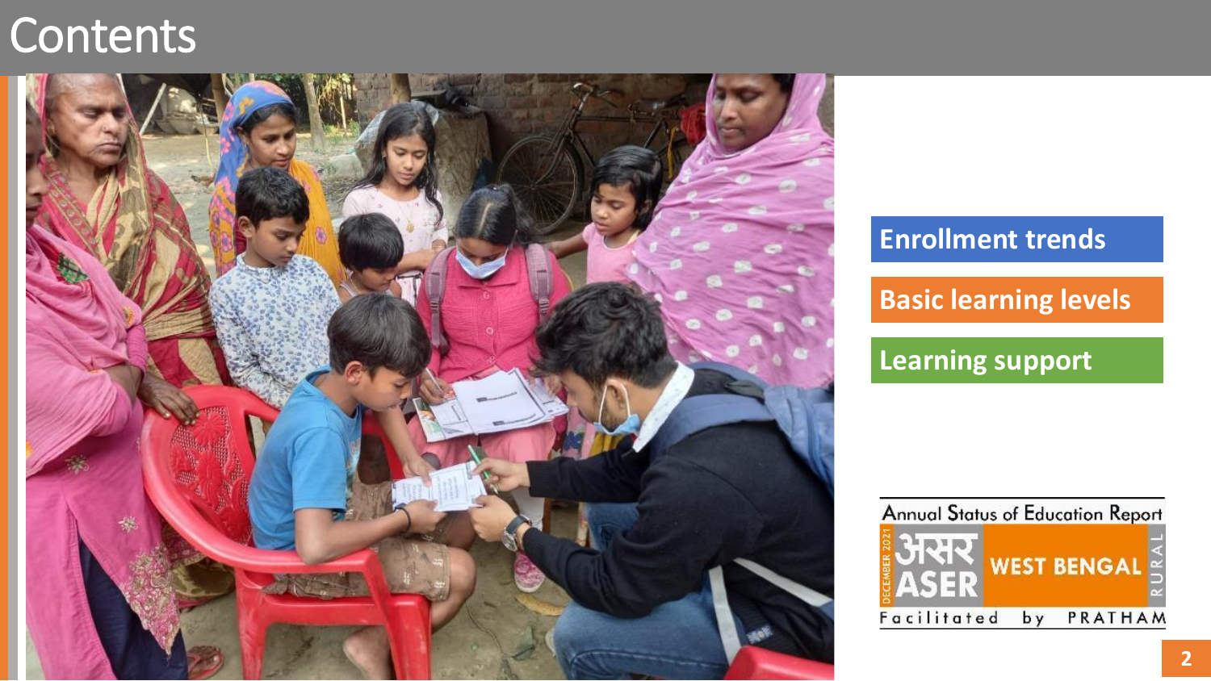# Contents

- Enrollment trends
- Basic learning levels
- Learning support

Annual Status of Education Report
DECEMBER 2021 असर ASER WEST BENGAL RURAL
Facilitated by PRATHAM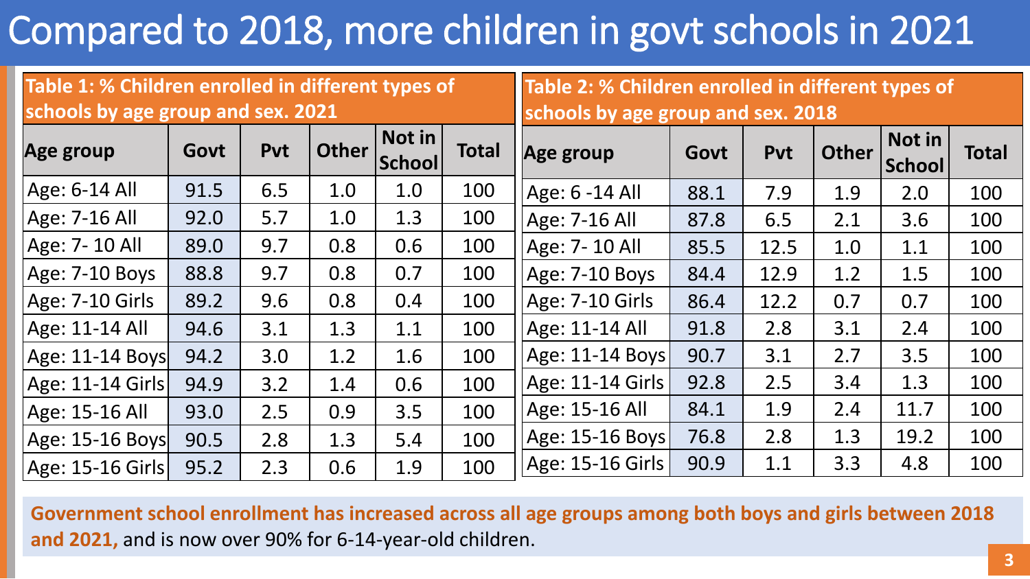# Compared to 2018, more children in govt schools in 2021

**Table 1: % Children enrolled in different types of schools by age group and sex. 2021**

| Age group | Govt | Pvt | Other | Not in School | Total |
|---|---|---|---|---|---|
| Age: 6-14 All | 91.5 | 6.5 | 1.0 | 1.0 | 100 |
| Age: 7-16 All | 92.0 | 5.7 | 1.0 | 1.3 | 100 |
| Age: 7- 10 All | 89.0 | 9.7 | 0.8 | 0.6 | 100 |
| Age: 7-10 Boys | 88.8 | 9.7 | 0.8 | 0.7 | 100 |
| Age: 7-10 Girls | 89.2 | 9.6 | 0.8 | 0.4 | 100 |
| Age: 11-14 All | 94.6 | 3.1 | 1.3 | 1.1 | 100 |
| Age: 11-14 Boys | 94.2 | 3.0 | 1.2 | 1.6 | 100 |
| Age: 11-14 Girls | 94.9 | 3.2 | 1.4 | 0.6 | 100 |
| Age: 15-16 All | 93.0 | 2.5 | 0.9 | 3.5 | 100 |
| Age: 15-16 Boys | 90.5 | 2.8 | 1.3 | 5.4 | 100 |
| Age: 15-16 Girls | 95.2 | 2.3 | 0.6 | 1.9 | 100 |

**Table 2: % Children enrolled in different types of schools by age group and sex. 2018**

| Age group | Govt | Pvt | Other | Not in School | Total |
|---|---|---|---|---|---|
| Age: 6 -14 All | 88.1 | 7.9 | 1.9 | 2.0 | 100 |
| Age: 7-16 All | 87.8 | 6.5 | 2.1 | 3.6 | 100 |
| Age: 7- 10 All | 85.5 | 12.5 | 1.0 | 1.1 | 100 |
| Age: 7-10 Boys | 84.4 | 12.9 | 1.2 | 1.5 | 100 |
| Age: 7-10 Girls | 86.4 | 12.2 | 0.7 | 0.7 | 100 |
| Age: 11-14 All | 91.8 | 2.8 | 3.1 | 2.4 | 100 |
| Age: 11-14 Boys | 90.7 | 3.1 | 2.7 | 3.5 | 100 |
| Age: 11-14 Girls | 92.8 | 2.5 | 3.4 | 1.3 | 100 |
| Age: 15-16 All | 84.1 | 1.9 | 2.4 | 11.7 | 100 |
| Age: 15-16 Boys | 76.8 | 2.8 | 1.3 | 19.2 | 100 |
| Age: 15-16 Girls | 90.9 | 1.1 | 3.3 | 4.8 | 100 |

**Government school enrollment has increased across all age groups among both boys and girls between 2018 and 2021,** and is now over 90% for 6-14-year-old children.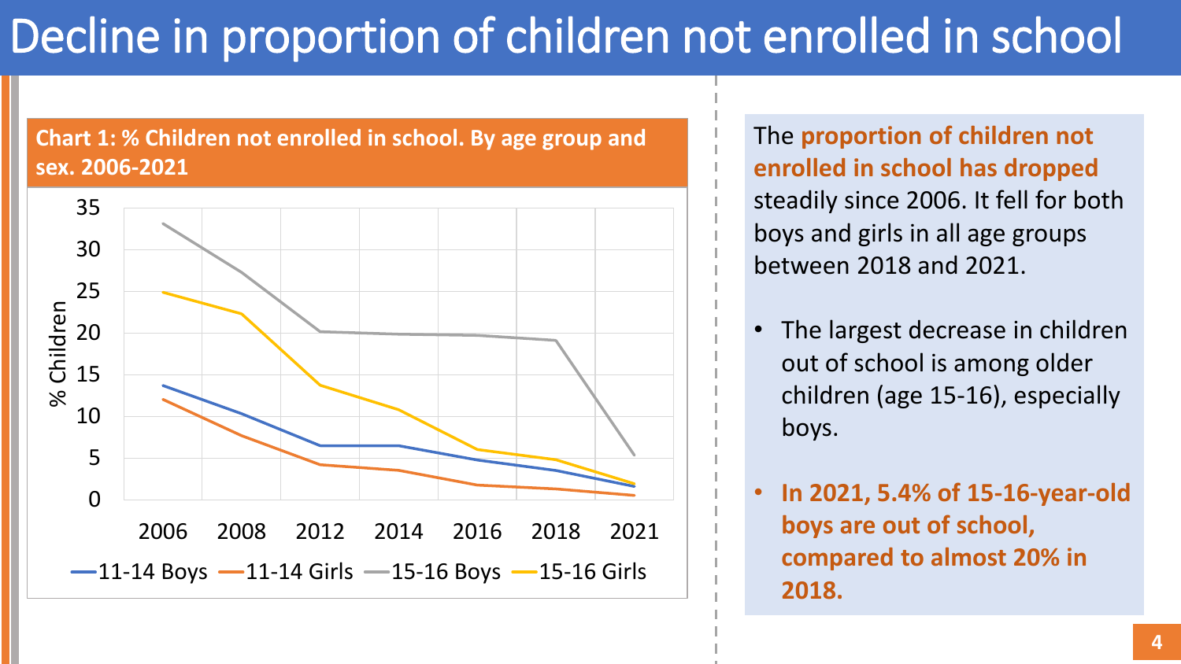# Decline in proportion of children not enrolled in school

**Chart 1: % Children not enrolled in school. By age group and sex. 2006-2021**

The **proportion of children not enrolled in school has dropped** steadily since 2006. It fell for both boys and girls in all age groups between 2018 and 2021.

- The largest decrease in children out of school is among older children (age 15-16), especially boys.
- **In 2021, 5.4% of 15-16-year-old boys are out of school, compared to almost 20% in 2018.**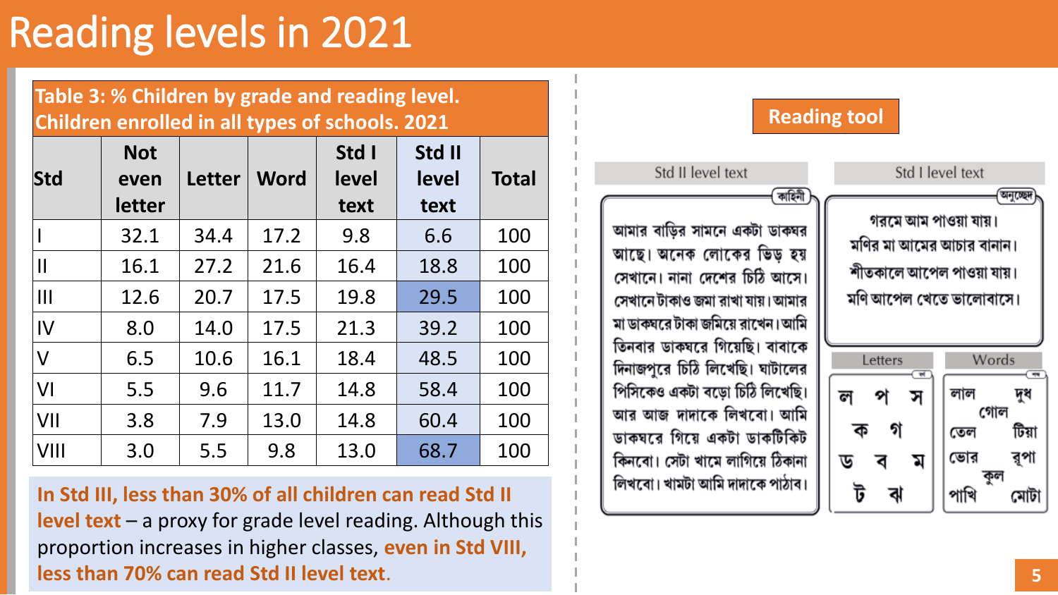# Reading levels in 2021

**Table 3: % Children by grade and reading level. Children enrolled in all types of schools. 2021**

| Std | Not even letter | Letter | Word | Std I level text | Std II level text | Total |
|---|---|---|---|---|---|---|
| I | 32.1 | 34.4 | 17.2 | 9.8 | 6.6 | 100 |
| II | 16.1 | 27.2 | 21.6 | 16.4 | 18.8 | 100 |
| III | 12.6 | 20.7 | 17.5 | 19.8 | 29.5 | 100 |
| IV | 8.0 | 14.0 | 17.5 | 21.3 | 39.2 | 100 |
| V | 6.5 | 10.6 | 16.1 | 18.4 | 48.5 | 100 |
| VI | 5.5 | 9.6 | 11.7 | 14.8 | 58.4 | 100 |
| VII | 3.8 | 7.9 | 13.0 | 14.8 | 60.4 | 100 |
| VIII | 3.0 | 5.5 | 9.8 | 13.0 | 68.7 | 100 |

**In Std III, less than 30% of all children can read Std II level text** – a proxy for grade level reading. Although this proportion increases in higher classes, **even in Std VIII, less than 70% can read Std II level text**.

## Reading tool

**Std II level text**

কাহিনী

আমার বাড়ির সামনে একটা ডাকঘর আছে। অনেক লোকের ভিড় হয় সেখানে। নানা দেশের চিঠি আসে। সেখানে টাকাও জমা রাখা যায়। আমার মা ডাকঘরে টাকা জমিয়ে রাখেন। আমি তিনবার ডাকঘরে গিয়েছি। বাবাকে দিনাজপুরে চিঠি লিখেছি। ঘাটালের পিসিকেও একটা বড়ো চিঠি লিখেছি। আর আজ দাদাকে লিখবো। আমি ডাকঘরে গিয়ে একটা ডাকটিকিট কিনবো। সেটা খামে লাগিয়ে ঠিকানা লিখবো। খামটা আমি দাদাকে পাঠাব।

**Std I level text**

অনুচ্ছেদ

গরমে আম পাওয়া যায়।
মণির মা আমের আচার বানান।
শীতকালে আপেল পাওয়া যায়।
মণি আপেল খেতে ভালোবাসে।

**Letters**

ল প স
ক গ
ড ব ম
ট ঝ

**Words**

লাল দুধ
গোল
তেল টিয়া
ভোর রূপা
কুল
পাখি মোটা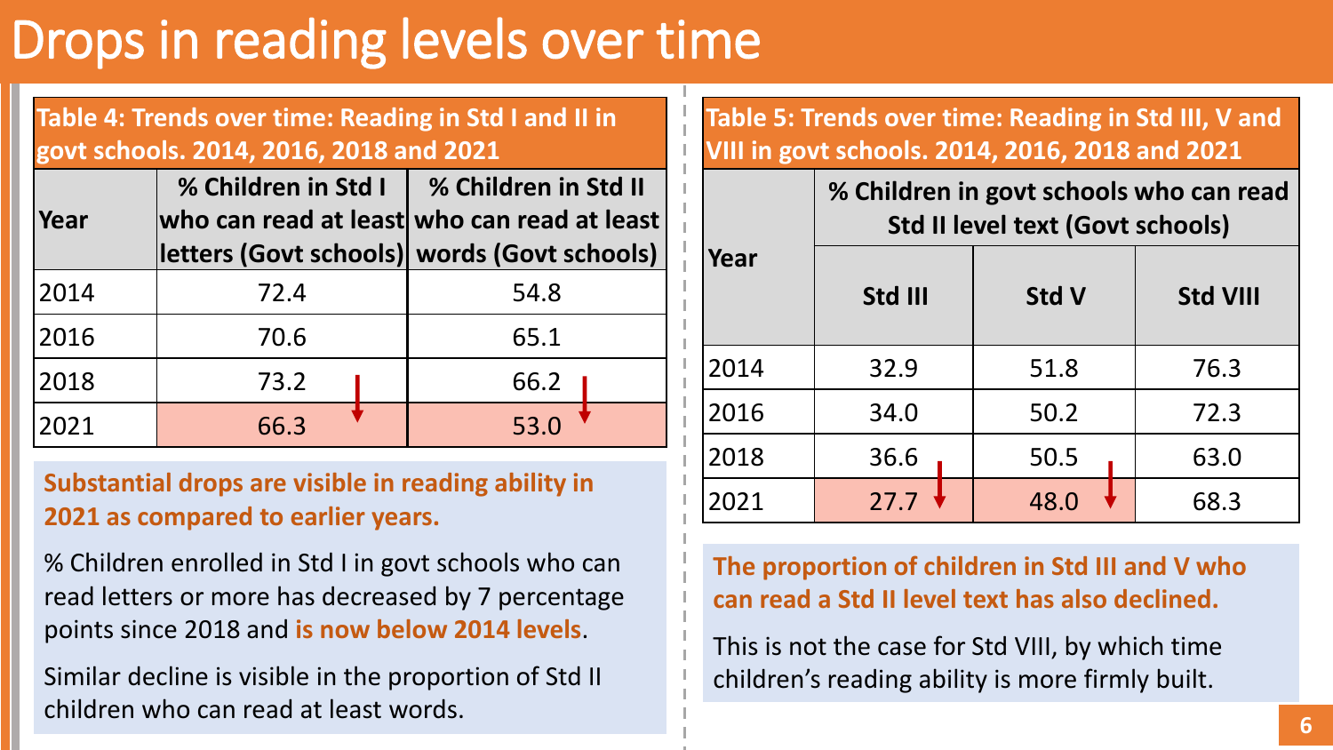# Drops in reading levels over time

**Table 4: Trends over time: Reading in Std I and II in govt schools. 2014, 2016, 2018 and 2021**

| Year | % Children in Std I who can read at least letters (Govt schools) | % Children in Std II who can read at least words (Govt schools) |
|---|---|---|
| 2014 | 72.4 | 54.8 |
| 2016 | 70.6 | 65.1 |
| 2018 | 73.2 | 66.2 |
| 2021 | 66.3 | 53.0 |

**Substantial drops are visible in reading ability in 2021 as compared to earlier years.**

% Children enrolled in Std I in govt schools who can read letters or more has decreased by 7 percentage points since 2018 and **is now below 2014 levels**.

Similar decline is visible in the proportion of Std II children who can read at least words.

**Table 5: Trends over time: Reading in Std III, V and VIII in govt schools. 2014, 2016, 2018 and 2021**

| Year | % Children in govt schools who can read Std II level text (Govt schools) | | |
|---|---|---|---|
| | Std III | Std V | Std VIII |
| 2014 | 32.9 | 51.8 | 76.3 |
| 2016 | 34.0 | 50.2 | 72.3 |
| 2018 | 36.6 | 50.5 | 63.0 |
| 2021 | 27.7 | 48.0 | 68.3 |

**The proportion of children in Std III and V who can read a Std II level text has also declined.**

This is not the case for Std VIII, by which time children's reading ability is more firmly built.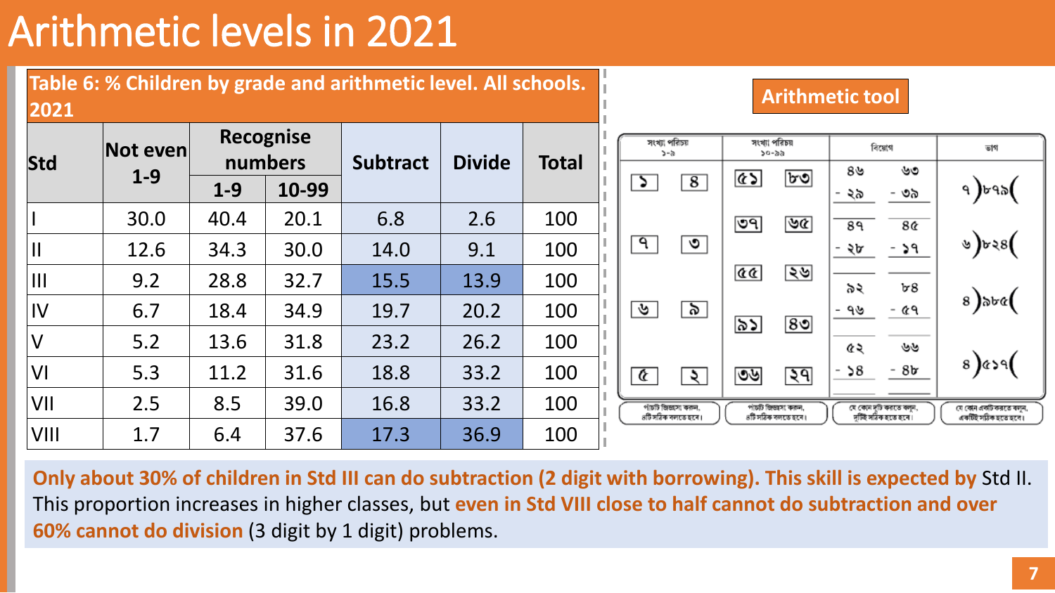# Arithmetic levels in 2021

**Table 6: % Children by grade and arithmetic level. All schools. 2021**

| Std | Not even 1-9 | Recognise numbers | | Subtract | Divide | Total |
|---|---|---|---|---|---|---|
| | | 1-9 | 10-99 | | | |
| I | 30.0 | 40.4 | 20.1 | 6.8 | 2.6 | 100 |
| II | 12.6 | 34.3 | 30.0 | 14.0 | 9.1 | 100 |
| III | 9.2 | 28.8 | 32.7 | 15.5 | 13.9 | 100 |
| IV | 6.7 | 18.4 | 34.9 | 19.7 | 20.2 | 100 |
| V | 5.2 | 13.6 | 31.8 | 23.2 | 26.2 | 100 |
| VI | 5.3 | 11.2 | 31.6 | 18.8 | 33.2 | 100 |
| VII | 2.5 | 8.5 | 39.0 | 16.8 | 33.2 | 100 |
| VIII | 1.7 | 6.4 | 37.6 | 17.3 | 36.9 | 100 |

**Arithmetic tool**

| সংখ্যা পরিচয় ১-৯ | সংখ্যা পরিচয় ১০-৯৯ | বিয়োগ | ভাগ |
|---|---|---|---|
| ১ ৪ | ৫১ ৮৩ | ৪৬ − ২৯ ; ৬৩ − ৩৯ | ৭)৮৭৯( |
| ৭ ৩ | ৩৭ ৬৫ | ৪৭ − ২৮ ; ৪৫ − ১৭ | ৬)৮২৪( |
| ৬ ৯ | ৫৫ ২৬ | ৯২ − ৭৬ ; ৮৪ − ৫৭ | ৪)৯৮৫( |
| ৫ ২ | ৯১ ৪৩ | ৫২ − ১৪ ; ৬৬ − ৪৮ | ৪)৫১৭( |
| | ৩৬ ২৭ | | |
| পাঁচটি জিজ্ঞাসা করুন, ৪টি সঠিক বলতে হবে। | পাঁচটি জিজ্ঞাসা করুন, ৪টি সঠিক বলতে হবে। | যে কোন দুটি করতে বলুন, দুটিই সঠিক হতে হবে। | যে কোন একটি করতে বলুন, একটিই সঠিক হতে হবে। |

**Only about 30% of children in Std III can do subtraction (2 digit with borrowing). This skill is expected by** Std II. This proportion increases in higher classes, but **even in Std VIII close to half cannot do subtraction and over 60% cannot do division** (3 digit by 1 digit) problems.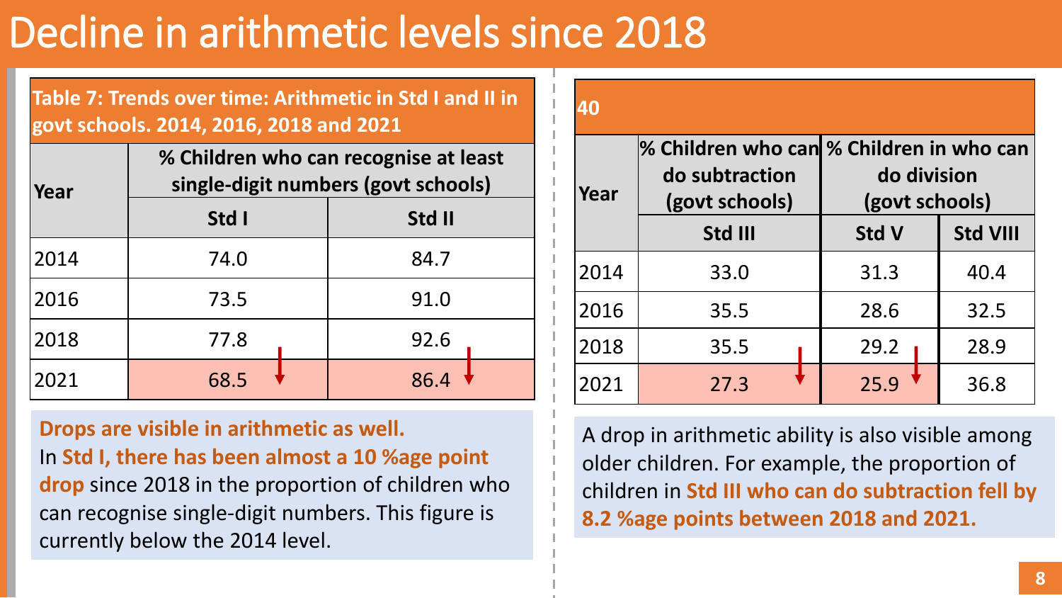# Decline in arithmetic levels since 2018

**Table 7: Trends over time: Arithmetic in Std I and II in govt schools. 2014, 2016, 2018 and 2021**

| Year | % Children who can recognise at least single-digit numbers (govt schools) | |
|---|---|---|
| | Std I | Std II |
| 2014 | 74.0 | 84.7 |
| 2016 | 73.5 | 91.0 |
| 2018 | 77.8 | 92.6 |
| 2021 | 68.5 ↓ | 86.4 ↓ |

**Drops are visible in arithmetic as well.**
In **Std I, there has been almost a 10 %age point drop** since 2018 in the proportion of children who can recognise single-digit numbers. This figure is currently below the 2014 level.

**40**

| Year | % Children who can do subtraction (govt schools) | % Children in who can do division (govt schools) | |
|---|---|---|---|
| | Std III | Std V | Std VIII |
| 2014 | 33.0 | 31.3 | 40.4 |
| 2016 | 35.5 | 28.6 | 32.5 |
| 2018 | 35.5 | 29.2 | 28.9 |
| 2021 | 27.3 ↓ | 25.9 ↓ | 36.8 |

A drop in arithmetic ability is also visible among older children. For example, the proportion of children in **Std III who can do subtraction fell by 8.2 %age points between 2018 and 2021.**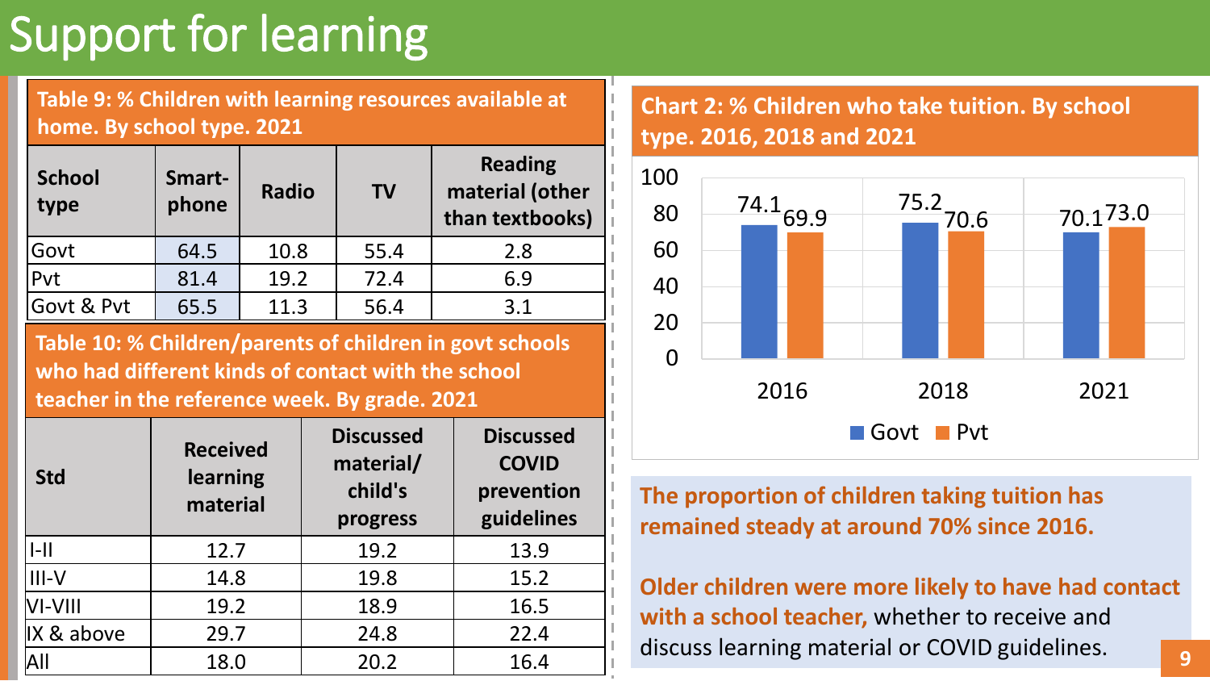# Support for learning

**Table 9: % Children with learning resources available at home. By school type. 2021**

| School type | Smart-phone | Radio | TV | Reading material (other than textbooks) |
|---|---|---|---|---|
| Govt | 64.5 | 10.8 | 55.4 | 2.8 |
| Pvt | 81.4 | 19.2 | 72.4 | 6.9 |
| Govt & Pvt | 65.5 | 11.3 | 56.4 | 3.1 |

**Table 10: % Children/parents of children in govt schools who had different kinds of contact with the school teacher in the reference week. By grade. 2021**

| Std | Received learning material | Discussed material/ child's progress | Discussed COVID prevention guidelines |
|---|---|---|---|
| I-II | 12.7 | 19.2 | 13.9 |
| III-V | 14.8 | 19.8 | 15.2 |
| VI-VIII | 19.2 | 18.9 | 16.5 |
| IX & above | 29.7 | 24.8 | 22.4 |
| All | 18.0 | 20.2 | 16.4 |

**Chart 2: % Children who take tuition. By school type. 2016, 2018 and 2021**

| Year | Govt | Pvt |
|---|---|---|
| 2016 | 74.1 | 69.9 |
| 2018 | 75.2 | 70.6 |
| 2021 | 70.1 | 73.0 |

**The proportion of children taking tuition has remained steady at around 70% since 2016.**

**Older children were more likely to have had contact with a school teacher,** whether to receive and discuss learning material or COVID guidelines.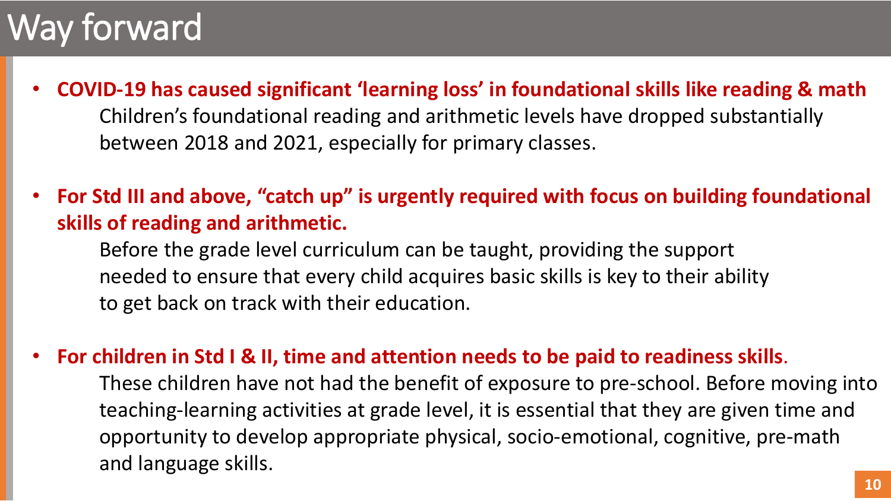# Way forward

- **COVID-19 has caused significant 'learning loss' in foundational skills like reading & math**
  Children's foundational reading and arithmetic levels have dropped substantially between 2018 and 2021, especially for primary classes.

- **For Std III and above, "catch up" is urgently required with focus on building foundational skills of reading and arithmetic.**
  Before the grade level curriculum can be taught, providing the support needed to ensure that every child acquires basic skills is key to their ability to get back on track with their education.

- **For children in Std I & II, time and attention needs to be paid to readiness skills**.
  These children have not had the benefit of exposure to pre-school. Before moving into teaching-learning activities at grade level, it is essential that they are given time and opportunity to develop appropriate physical, socio-emotional, cognitive, pre-math and language skills.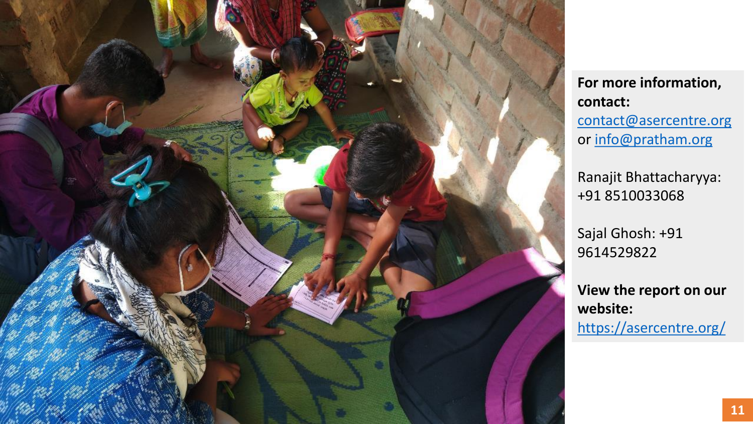**For more information, contact:**
contact@asercentre.org
or info@pratham.org

Ranajit Bhattacharyya: +91 8510033068

Sajal Ghosh: +91 9614529822

**View the report on our website:**
https://asercentre.org/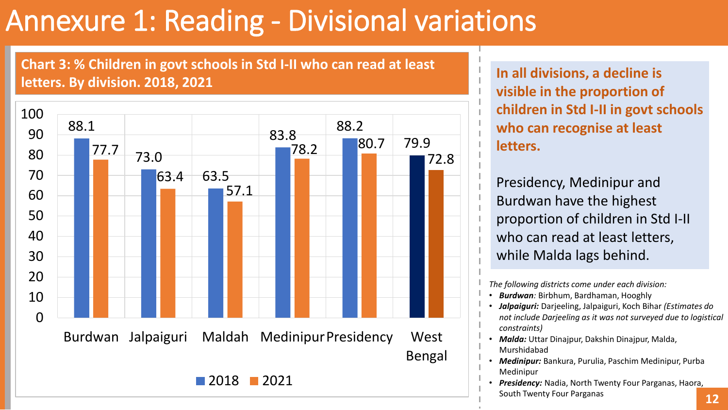# Annexure 1: Reading - Divisional variations

**Chart 3: % Children in govt schools in Std I-II who can read at least letters. By division. 2018, 2021**

| Division | 2018 | 2021 |
|---|---|---|
| Burdwan | 88.1 | 77.7 |
| Jalpaiguri | 73.0 | 63.4 |
| Maldah | 63.5 | 57.1 |
| Medinipur | 83.8 | 78.2 |
| Presidency | 88.2 | 80.7 |
| West Bengal | 79.9 | 72.8 |

**In all divisions, a decline is visible in the proportion of children in Std I-II in govt schools who can recognise at least letters.**

Presidency, Medinipur and Burdwan have the highest proportion of children in Std I-II who can read at least letters, while Malda lags behind.

*The following districts come under each division:*

- ***Burdwan**:* Birbhum, Bardhaman, Hooghly
- ***Jalpaiguri:*** Darjeeling, Jalpaiguri, Koch Bihar *(Estimates do not include Darjeeling as it was not surveyed due to logistical constraints)*
- ***Malda:*** Uttar Dinajpur, Dakshin Dinajpur, Malda, Murshidabad
- ***Medinipur:*** Bankura, Purulia, Paschim Medinipur, Purba Medinipur
- ***Presidency:*** Nadia, North Twenty Four Parganas, Haora, South Twenty Four Parganas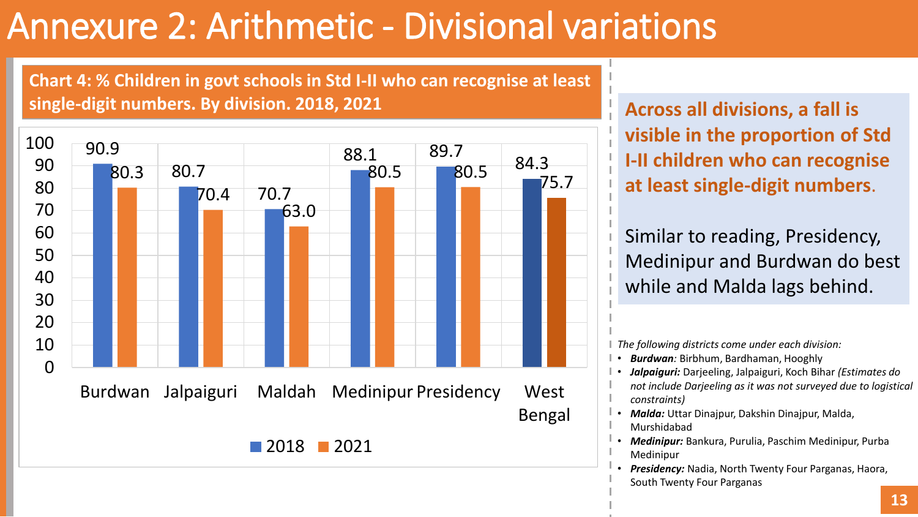# Annexure 2: Arithmetic - Divisional variations

**Chart 4: % Children in govt schools in Std I-II who can recognise at least single-digit numbers. By division. 2018, 2021**

100
90
80
70
60
50
40
30
20
10
0

90.9
80.3
80.7
70.4
70.7
63.0
88.1
80.5
89.7
80.5
84.3
75.7

Burdwan
Jalpaiguri
Maldah
Medinipur
Presidency
West Bengal

2018
2021

**Across all divisions, a fall is visible in the proportion of Std I-II children who can recognise at least single-digit numbers.**

Similar to reading, Presidency, Medinipur and Burdwan do best while and Malda lags behind.

*The following districts come under each division:*

- ***Burdwan**:* Birbhum, Bardhaman, Hooghly
- ***Jalpaiguri:*** Darjeeling, Jalpaiguri, Koch Bihar *(Estimates do not include Darjeeling as it was not surveyed due to logistical constraints)*
- ***Malda:*** Uttar Dinajpur, Dakshin Dinajpur, Malda, Murshidabad
- ***Medinipur:*** Bankura, Purulia, Paschim Medinipur, Purba Medinipur
- ***Presidency:*** Nadia, North Twenty Four Parganas, Haora, South Twenty Four Parganas